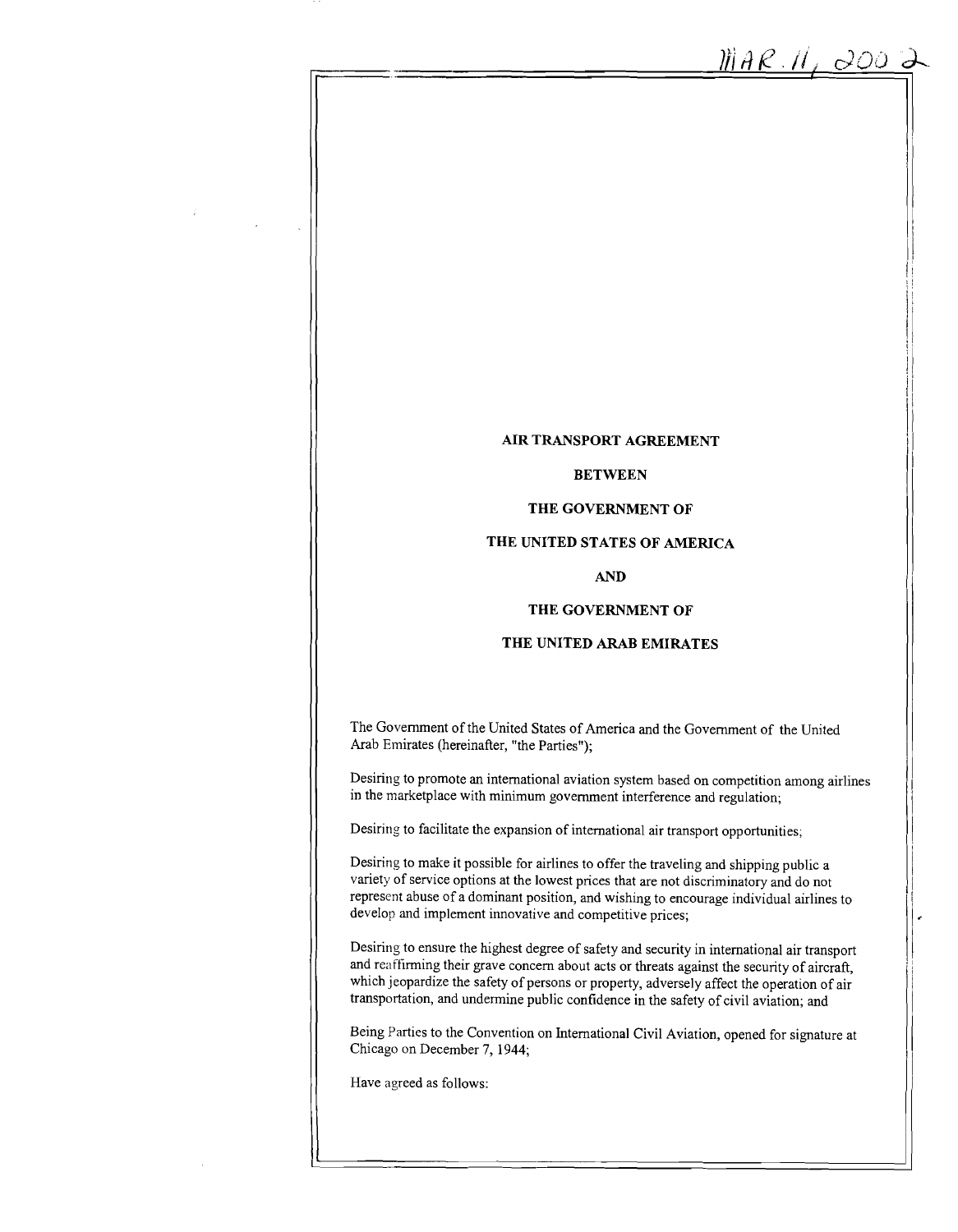MAR. 11, 2002

**AIR TRANSPORT AGREEMENT**

**BETWEEN**

**THE GOVERNMENT OF**

**THE UNITED STATES OF AMERICA**

**AND**

**THE GOVERNMENT OF**

**THE UNITED ARAB EMIRATES**

The Government of the United States of America and the Government of the United Arab Emirates (hereinafter, "the Parties");

Desiring to promote an international aviation system based on competition among airlines in the marketplace with minimum government interference and regulation;

Desiring to facilitate the expansion of international air transport opportunities;

Desiring to make it possible for airlines to offer the traveling and shipping public a variety of service options at the lowest prices that are not discriminatory and do not represent abuse of a dominant position, and wishing to encourage individual airlines to develop and implement innovative and competitive prices;

Desiring to ensure the highest degree of safety and security in international air transport and reaffirming their grave concern about acts or threats against the security of aircraft, which jeopardize the safety of persons or property, adversely affect the operation of air transportation, and undermine public confidence in the safety of civil aviation; and

Being Parties to the Convention on International Civil Aviation, opened for signature at Chicago on December 7, 1944;

Have agreed as follows: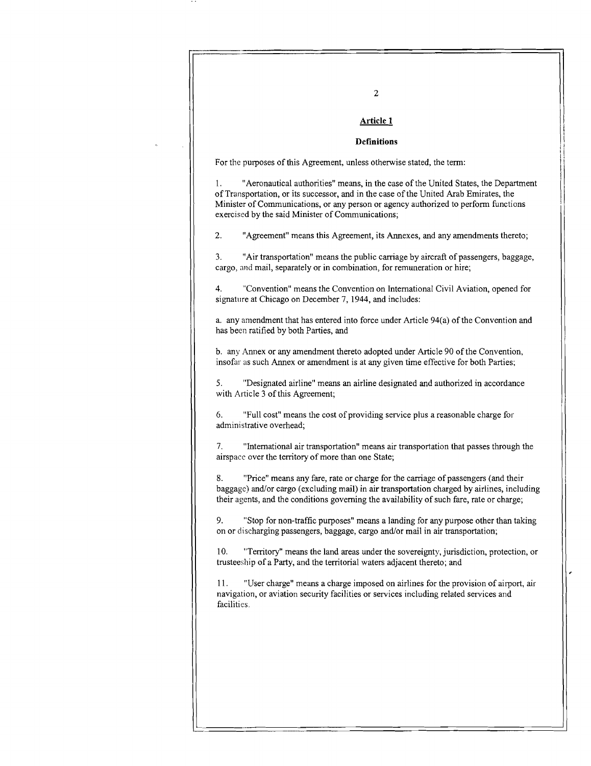## Article 1

### Definitions

For the purposes of this Agreement, unless otherwise stated, the term:

1. "Aeronautical authorities" means, in the case of the United States, the Department of Transportation, or its successor, and in the case of the United Arab Emirates, the Minister of Communications, or any person or agency authorized to perform functions exercised by the said Minister of Communications;

2. "Agreement" means this Agreement, its Annexes, and any amendments thereto;

3. "Air transportation" means the public carriage by aircraft of passengers, baggage, cargo, and mail, separately or in combination, for remuneration or hire;

4. "Convention" means the Convention on International Civil Aviation, opened for signature at Chicago on December 7, 1944, and includes:

a. any amendment that has entered into force under Article 94(a) of the Convention and has been ratified by both Parties, and

b. any Annex or any amendment thereto adopted under Article 90 of the Convention, insofar as such Annex or amendment is at any given time effective for both Parties;

5. "Designated airline" means an airline designated and authorized in accordance with Article 3 of this Agreement;

6. "Full cost" means the cost of providing service plus a reasonable charge for administrative overhead;

7. "International air transportation" means air transportation that passes through the airspace over the territory of more than one State;

8. "Price" means any fare, rate or charge for the carriage of passengers (and their baggage) and/or cargo (excluding mail) in air transportation charged by airlines, including their agents, and the conditions governing the availability of such fare, rate or charge;

9. "Stop for non-traffic purposes" means a landing for any purpose other than taking on or discharging passengers, baggage, cargo and/or mail in air transportation;

10. "Territory" means the land areas under the sovereignty, jurisdiction, protection, or trusteeship of a Party, and the territorial waters adjacent thereto; and

11. "User charge" means a charge imposed on airlines for the provision of airport, air navigation, or aviation security facilities or services including related services and facilities.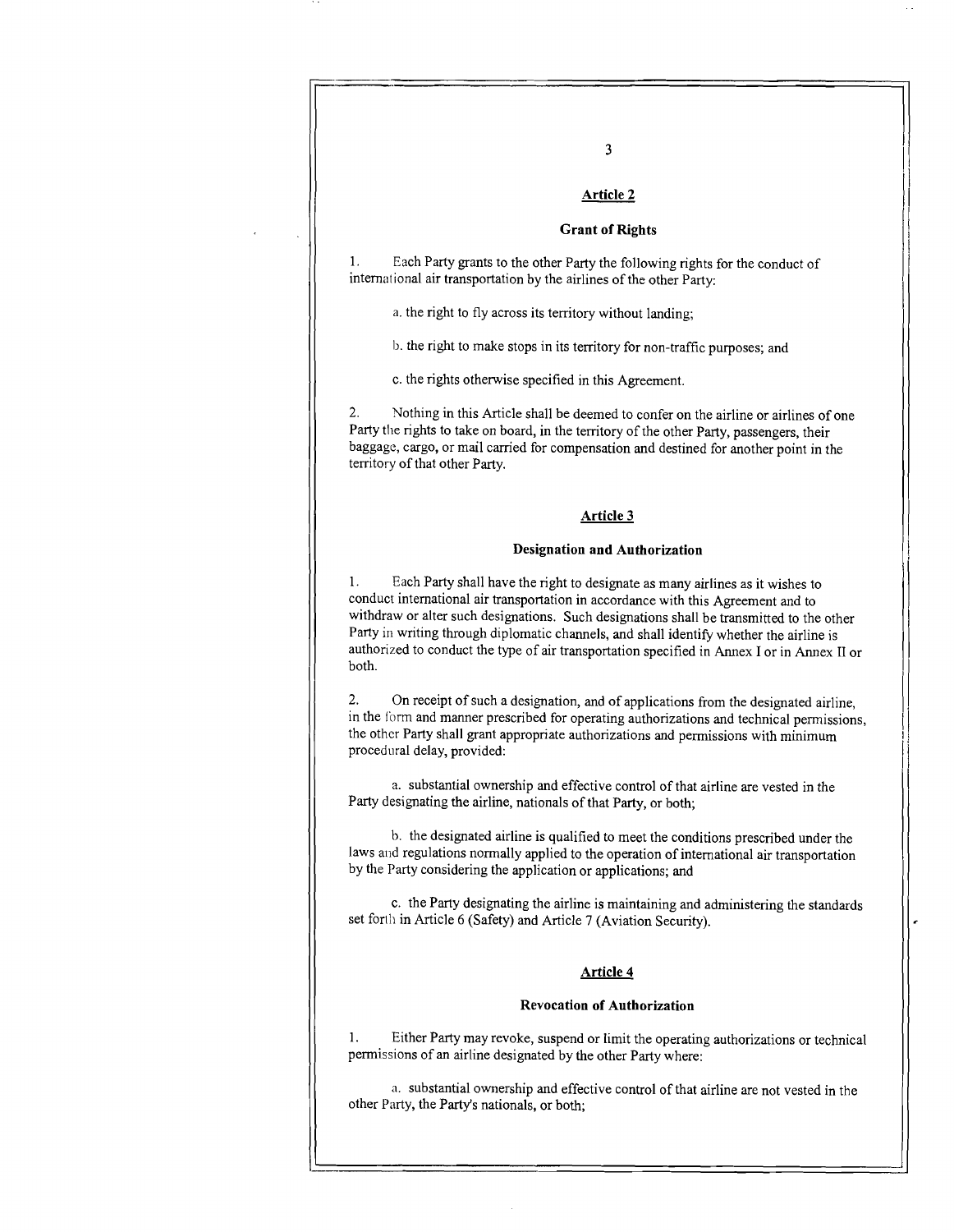## Article 2

### Grant of Rights

1. Each Party grants to the other Party the following rights for the conduct of international air transportation by the airlines of the other Party:

a. the right to fly across its territory without landing;

b. the right to make stops in its territory for non-traffic purposes; and

c. the rights otherwise specified in this Agreement.

2. Nothing in this Article shall be deemed to confer on the airline or airlines of one Party the rights to take on board, in the territory of the other Party, passengers, their baggage, cargo, or mail carried for compensation and destined for another point in the territory of that other Party.

## Article 3

### Designation and Authorization

1. Each Party shall have the right to designate as many airlines as it wishes to conduct international air transportation in accordance with this Agreement and to withdraw or alter such designations. Such designations shall be transmitted to the other Party in writing through diplomatic channels, and shall identify whether the airline is authorized to conduct the type of air transportation specified in Annex I or in Annex II or both.

2. On receipt of such a designation, and of applications from the designated airline, in the form and manner prescribed for operating authorizations and technical permissions, the other Party shall grant appropriate authorizations and permissions with minimum procedural delay, provided:

a. substantial ownership and effective control of that airline are vested in the Party designating the airline, nationals of that Party, or both;

b. the designated airline is qualified to meet the conditions prescribed under the laws and regulations normally applied to the operation of international air transportation by the Party considering the application or applications; and

c. the Party designating the airline is maintaining and administering the standards set forth in Article 6 (Safety) and Article 7 (Aviation Security).

## Article 4

### Revocation of Authorization

1. Either Party may revoke, suspend or limit the operating authorizations or technical permissions of an airline designated by the other Party where:

a. substantial ownership and effective control of that airline are not vested in the other Party, the Party's nationals, or both;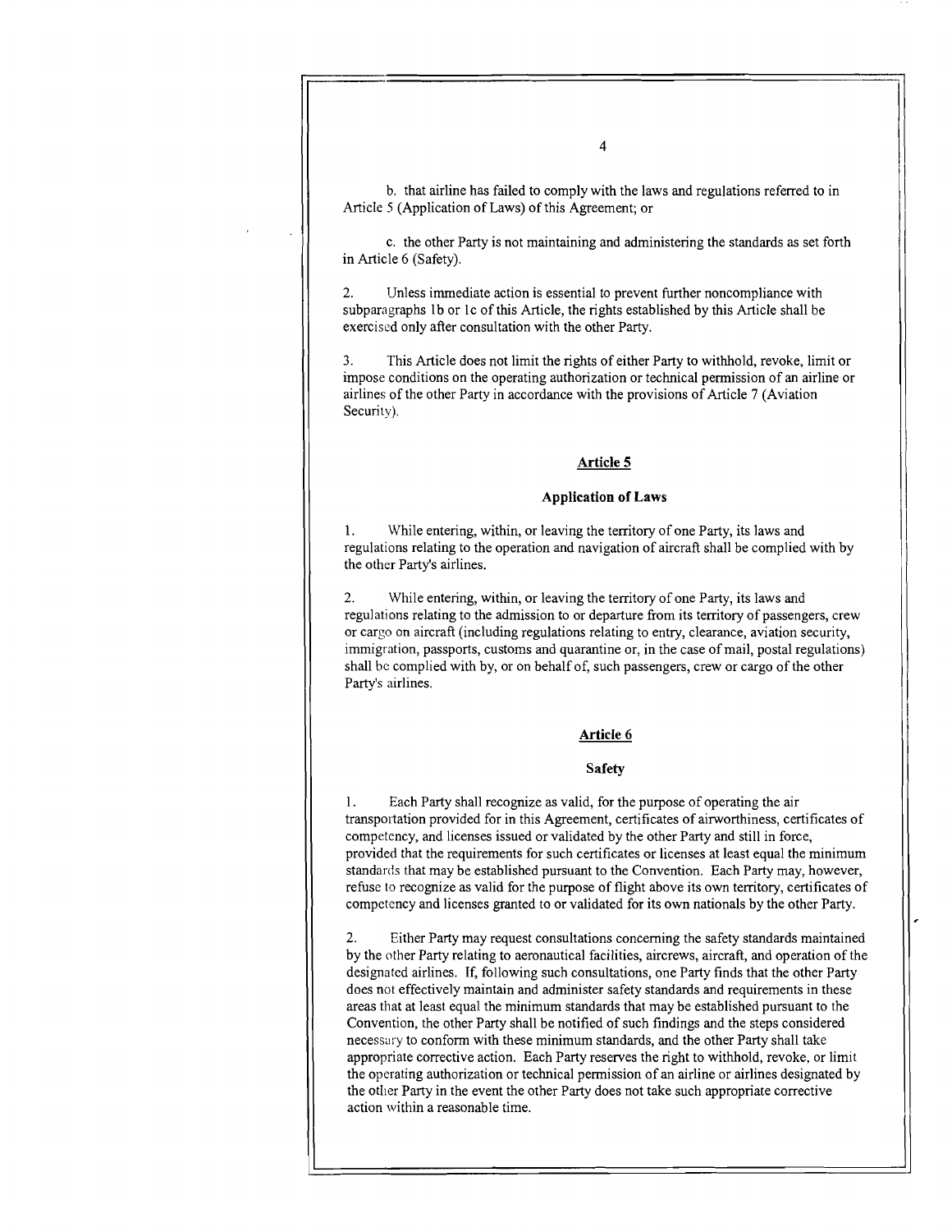b. that airline has failed to comply with the laws and regulations referred to in Article 5 (Application of Laws) of this Agreement; or

c. the other Party is not maintaining and administering the standards as set forth in Article 6 (Safety).

2. Unless immediate action is essential to prevent further noncompliance with subparagraphs 1b or 1c of this Article, the rights established by this Article shall be exercised only after consultation with the other Party.

3. This Article does not limit the rights of either Party to withhold, revoke, limit or impose conditions on the operating authorization or technical permission of an airline or airlines of the other Party in accordance with the provisions of Article 7 (Aviation Security).

## Article 5

### Application of Laws

1. While entering, within, or leaving the territory of one Party, its laws and regulations relating to the operation and navigation of aircraft shall be complied with by the other Party's airlines.

2. While entering, within, or leaving the territory of one Party, its laws and regulations relating to the admission to or departure from its territory of passengers, crew or cargo on aircraft (including regulations relating to entry, clearance, aviation security, immigration, passports, customs and quarantine or, in the case of mail, postal regulations) shall be complied with by, or on behalf of, such passengers, crew or cargo of the other Party's airlines.

## Article 6

### Safety

1. Each Party shall recognize as valid, for the purpose of operating the air transportation provided for in this Agreement, certificates of airworthiness, certificates of competency, and licenses issued or validated by the other Party and still in force, provided that the requirements for such certificates or licenses at least equal the minimum standards that may be established pursuant to the Convention. Each Party may, however, refuse to recognize as valid for the purpose of flight above its own territory, certificates of competency and licenses granted to or validated for its own nationals by the other Party.

2. Either Party may request consultations concerning the safety standards maintained by the other Party relating to aeronautical facilities, aircrews, aircraft, and operation of the designated airlines. If, following such consultations, one Party finds that the other Party does not effectively maintain and administer safety standards and requirements in these areas that at least equal the minimum standards that may be established pursuant to the Convention, the other Party shall be notified of such findings and the steps considered necessary to conform with these minimum standards, and the other Party shall take appropriate corrective action. Each Party reserves the right to withhold, revoke, or limit the operating authorization or technical permission of an airline or airlines designated by the other Party in the event the other Party does not take such appropriate corrective action within a reasonable time.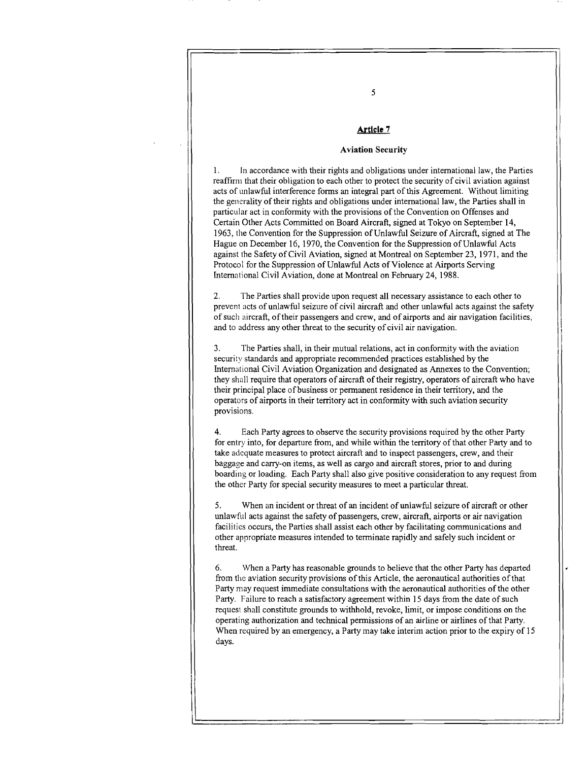## Article 7

### Aviation Security

1. In accordance with their rights and obligations under international law, the Parties reaffirm that their obligation to each other to protect the security of civil aviation against acts of unlawful interference forms an integral part of this Agreement. Without limiting the generality of their rights and obligations under international law, the Parties shall in particular act in conformity with the provisions of the Convention on Offenses and Certain Other Acts Committed on Board Aircraft, signed at Tokyo on September 14, 1963, the Convention for the Suppression of Unlawful Seizure of Aircraft, signed at The Hague on December 16, 1970, the Convention for the Suppression of Unlawful Acts against the Safety of Civil Aviation, signed at Montreal on September 23, 1971, and the Protocol for the Suppression of Unlawful Acts of Violence at Airports Serving International Civil Aviation, done at Montreal on February 24, 1988.

2. The Parties shall provide upon request all necessary assistance to each other to prevent acts of unlawful seizure of civil aircraft and other unlawful acts against the safety of such aircraft, of their passengers and crew, and of airports and air navigation facilities, and to address any other threat to the security of civil air navigation.

3. The Parties shall, in their mutual relations, act in conformity with the aviation security standards and appropriate recommended practices established by the International Civil Aviation Organization and designated as Annexes to the Convention; they shall require that operators of aircraft of their registry, operators of aircraft who have their principal place of business or permanent residence in their territory, and the operators of airports in their territory act in conformity with such aviation security provisions.

4. Each Party agrees to observe the security provisions required by the other Party for entry into, for departure from, and while within the territory of that other Party and to take adequate measures to protect aircraft and to inspect passengers, crew, and their baggage and carry-on items, as well as cargo and aircraft stores, prior to and during boarding or loading. Each Party shall also give positive consideration to any request from the other Party for special security measures to meet a particular threat.

5. When an incident or threat of an incident of unlawful seizure of aircraft or other unlawful acts against the safety of passengers, crew, aircraft, airports or air navigation facilities occurs, the Parties shall assist each other by facilitating communications and other appropriate measures intended to terminate rapidly and safely such incident or threat.

6. When a Party has reasonable grounds to believe that the other Party has departed from the aviation security provisions of this Article, the aeronautical authorities of that Party may request immediate consultations with the aeronautical authorities of the other Party. Failure to reach a satisfactory agreement within 15 days from the date of such request shall constitute grounds to withhold, revoke, limit, or impose conditions on the operating authorization and technical permissions of an airline or airlines of that Party. When required by an emergency, a Party may take interim action prior to the expiry of 15 days.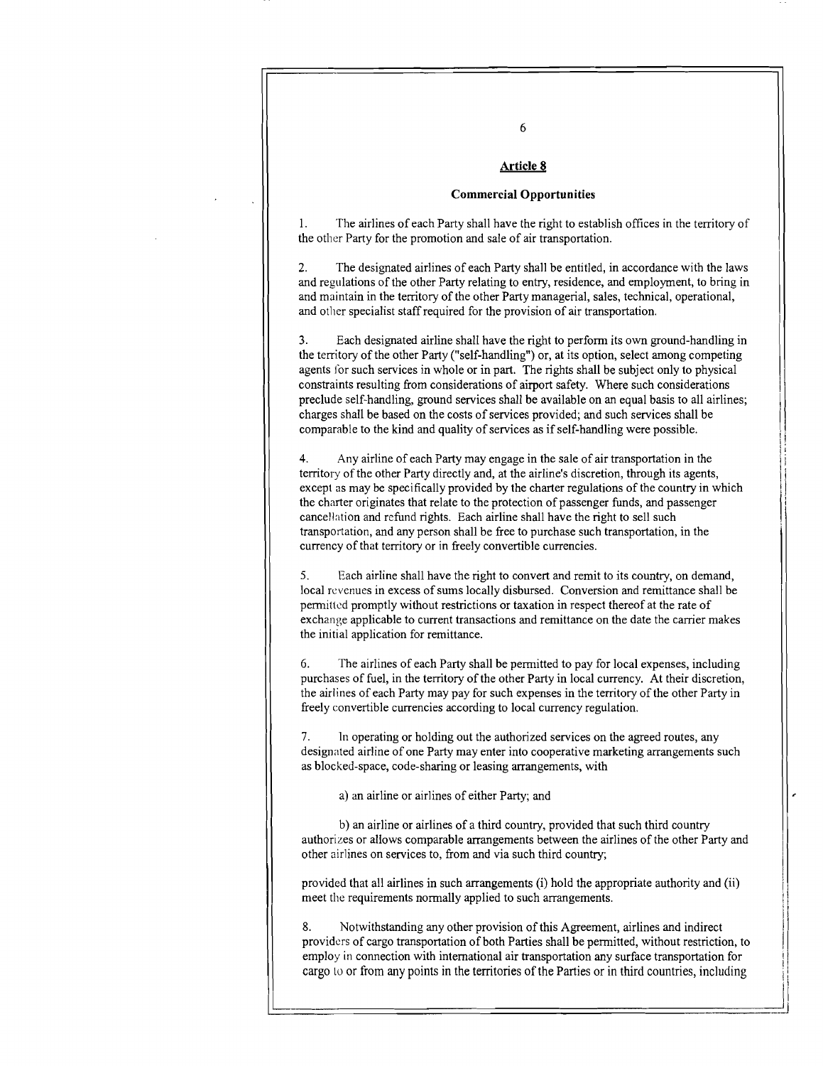## Article 8

### Commercial Opportunities

1. The airlines of each Party shall have the right to establish offices in the territory of the other Party for the promotion and sale of air transportation.

2. The designated airlines of each Party shall be entitled, in accordance with the laws and regulations of the other Party relating to entry, residence, and employment, to bring in and maintain in the territory of the other Party managerial, sales, technical, operational, and other specialist staff required for the provision of air transportation.

3. Each designated airline shall have the right to perform its own ground-handling in the territory of the other Party ("self-handling") or, at its option, select among competing agents for such services in whole or in part. The rights shall be subject only to physical constraints resulting from considerations of airport safety. Where such considerations preclude self-handling, ground services shall be available on an equal basis to all airlines; charges shall be based on the costs of services provided; and such services shall be comparable to the kind and quality of services as if self-handling were possible.

4. Any airline of each Party may engage in the sale of air transportation in the territory of the other Party directly and, at the airline's discretion, through its agents, except as may be specifically provided by the charter regulations of the country in which the charter originates that relate to the protection of passenger funds, and passenger cancellation and refund rights. Each airline shall have the right to sell such transportation, and any person shall be free to purchase such transportation, in the currency of that territory or in freely convertible currencies.

5. Each airline shall have the right to convert and remit to its country, on demand, local revenues in excess of sums locally disbursed. Conversion and remittance shall be permitted promptly without restrictions or taxation in respect thereof at the rate of exchange applicable to current transactions and remittance on the date the carrier makes the initial application for remittance.

6. The airlines of each Party shall be permitted to pay for local expenses, including purchases of fuel, in the territory of the other Party in local currency. At their discretion, the airlines of each Party may pay for such expenses in the territory of the other Party in freely convertible currencies according to local currency regulation.

7. In operating or holding out the authorized services on the agreed routes, any designated airline of one Party may enter into cooperative marketing arrangements such as blocked-space, code-sharing or leasing arrangements, with

a) an airline or airlines of either Party; and

b) an airline or airlines of a third country, provided that such third country authorizes or allows comparable arrangements between the airlines of the other Party and other airlines on services to, from and via such third country;

provided that all airlines in such arrangements (i) hold the appropriate authority and (ii) meet the requirements normally applied to such arrangements.

8. Notwithstanding any other provision of this Agreement, airlines and indirect providers of cargo transportation of both Parties shall be permitted, without restriction, to employ in connection with international air transportation any surface transportation for cargo to or from any points in the territories of the Parties or in third countries, including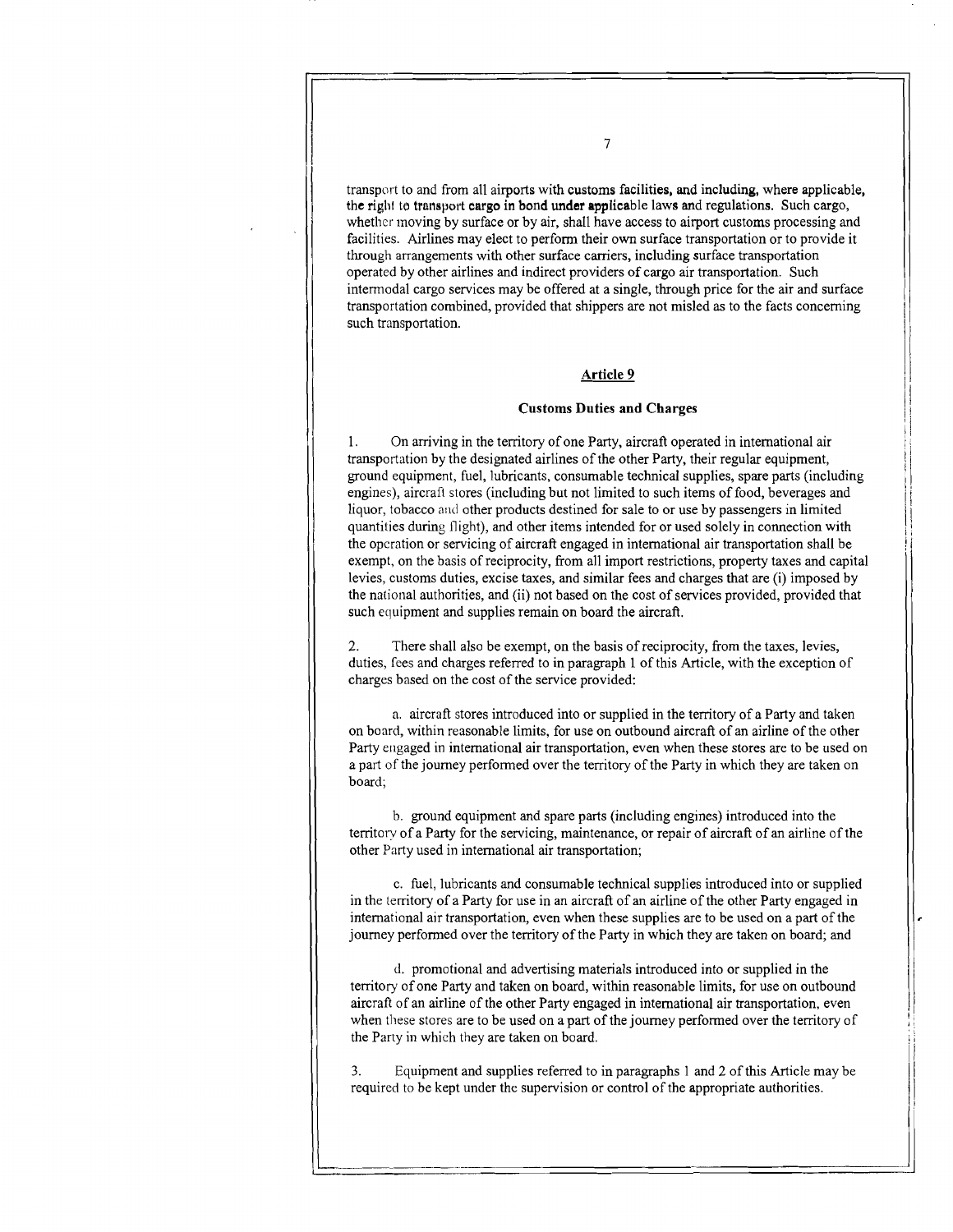transport to and from all airports with customs facilities, and including, where applicable, the right to transport cargo in bond under applicable laws and regulations. Such cargo, whether moving by surface or by air, shall have access to airport customs processing and facilities. Airlines may elect to perform their own surface transportation or to provide it through arrangements with other surface carriers, including surface transportation operated by other airlines and indirect providers of cargo air transportation. Such intermodal cargo services may be offered at a single, through price for the air and surface transportation combined, provided that shippers are not misled as to the facts concerning such transportation.

## Article 9

### Customs Duties and Charges

1. On arriving in the territory of one Party, aircraft operated in international air transportation by the designated airlines of the other Party, their regular equipment, ground equipment, fuel, lubricants, consumable technical supplies, spare parts (including engines), aircraft stores (including but not limited to such items of food, beverages and liquor, tobacco and other products destined for sale to or use by passengers in limited quantities during flight), and other items intended for or used solely in connection with the operation or servicing of aircraft engaged in international air transportation shall be exempt, on the basis of reciprocity, from all import restrictions, property taxes and capital levies, customs duties, excise taxes, and similar fees and charges that are (i) imposed by the national authorities, and (ii) not based on the cost of services provided, provided that such equipment and supplies remain on board the aircraft.

2. There shall also be exempt, on the basis of reciprocity, from the taxes, levies, duties, fees and charges referred to in paragraph 1 of this Article, with the exception of charges based on the cost of the service provided:

a. aircraft stores introduced into or supplied in the territory of a Party and taken on board, within reasonable limits, for use on outbound aircraft of an airline of the other Party engaged in international air transportation, even when these stores are to be used on a part of the journey performed over the territory of the Party in which they are taken on board;

b. ground equipment and spare parts (including engines) introduced into the territory of a Party for the servicing, maintenance, or repair of aircraft of an airline of the other Party used in international air transportation;

c. fuel, lubricants and consumable technical supplies introduced into or supplied in the territory of a Party for use in an aircraft of an airline of the other Party engaged in international air transportation, even when these supplies are to be used on a part of the journey performed over the territory of the Party in which they are taken on board; and

d. promotional and advertising materials introduced into or supplied in the territory of one Party and taken on board, within reasonable limits, for use on outbound aircraft of an airline of the other Party engaged in international air transportation, even when these stores are to be used on a part of the journey performed over the territory of the Party in which they are taken on board.

3. Equipment and supplies referred to in paragraphs 1 and 2 of this Article may be required to be kept under the supervision or control of the appropriate authorities.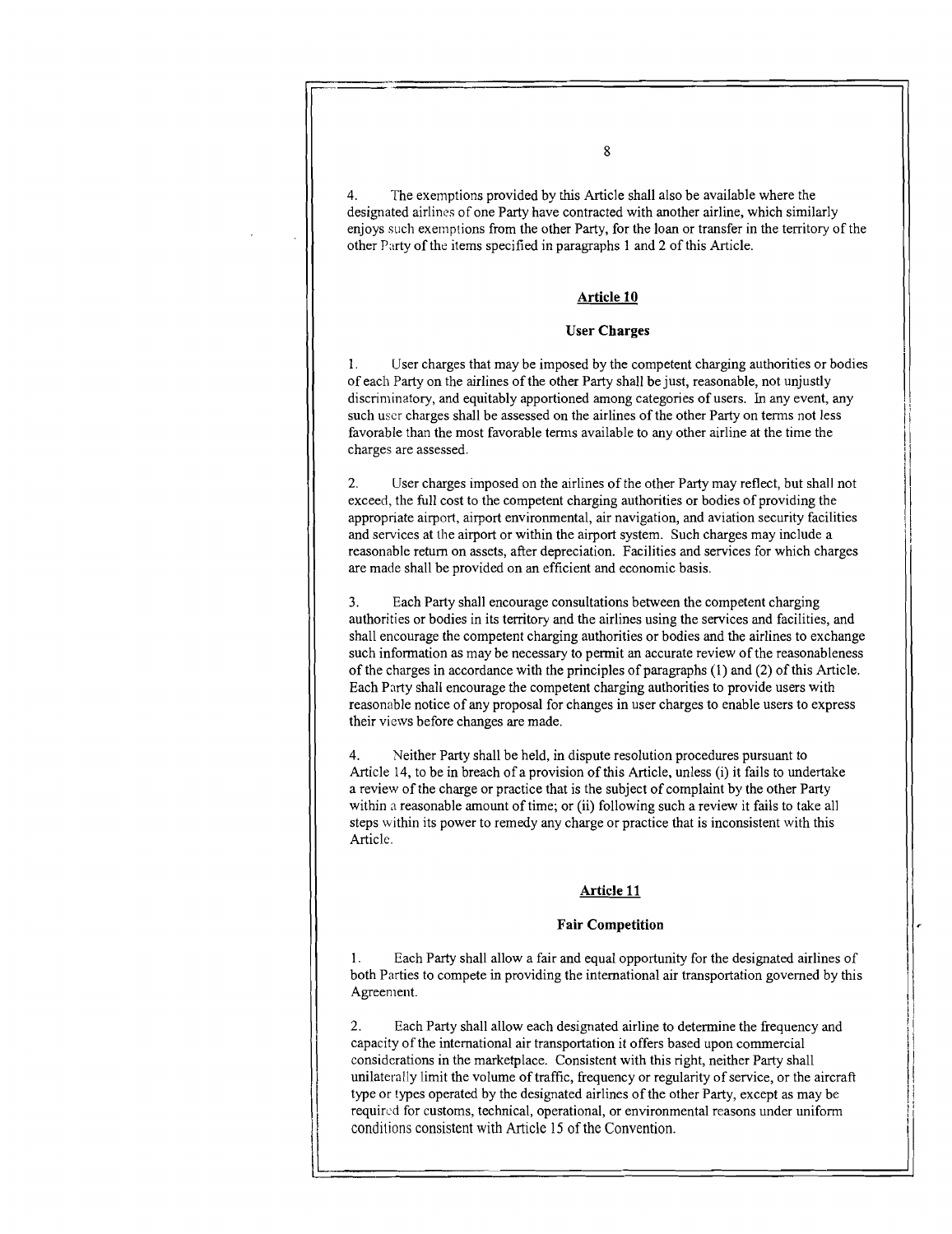4. The exemptions provided by this Article shall also be available where the designated airlines of one Party have contracted with another airline, which similarly enjoys such exemptions from the other Party, for the loan or transfer in the territory of the other Party of the items specified in paragraphs 1 and 2 of this Article.

## Article 10

### User Charges

1. User charges that may be imposed by the competent charging authorities or bodies of each Party on the airlines of the other Party shall be just, reasonable, not unjustly discriminatory, and equitably apportioned among categories of users. In any event, any such user charges shall be assessed on the airlines of the other Party on terms not less favorable than the most favorable terms available to any other airline at the time the charges are assessed.

2. User charges imposed on the airlines of the other Party may reflect, but shall not exceed, the full cost to the competent charging authorities or bodies of providing the appropriate airport, airport environmental, air navigation, and aviation security facilities and services at the airport or within the airport system. Such charges may include a reasonable return on assets, after depreciation. Facilities and services for which charges are made shall be provided on an efficient and economic basis.

3. Each Party shall encourage consultations between the competent charging authorities or bodies in its territory and the airlines using the services and facilities, and shall encourage the competent charging authorities or bodies and the airlines to exchange such information as may be necessary to permit an accurate review of the reasonableness of the charges in accordance with the principles of paragraphs (1) and (2) of this Article. Each Party shall encourage the competent charging authorities to provide users with reasonable notice of any proposal for changes in user charges to enable users to express their views before changes are made.

4. Neither Party shall be held, in dispute resolution procedures pursuant to Article 14, to be in breach of a provision of this Article, unless (i) it fails to undertake a review of the charge or practice that is the subject of complaint by the other Party within a reasonable amount of time; or (ii) following such a review it fails to take all steps within its power to remedy any charge or practice that is inconsistent with this Article.

## Article 11

### Fair Competition

1. Each Party shall allow a fair and equal opportunity for the designated airlines of both Parties to compete in providing the international air transportation governed by this Agreement.

2. Each Party shall allow each designated airline to determine the frequency and capacity of the international air transportation it offers based upon commercial considerations in the marketplace. Consistent with this right, neither Party shall unilaterally limit the volume of traffic, frequency or regularity of service, or the aircraft type or types operated by the designated airlines of the other Party, except as may be required for customs, technical, operational, or environmental reasons under uniform conditions consistent with Article 15 of the Convention.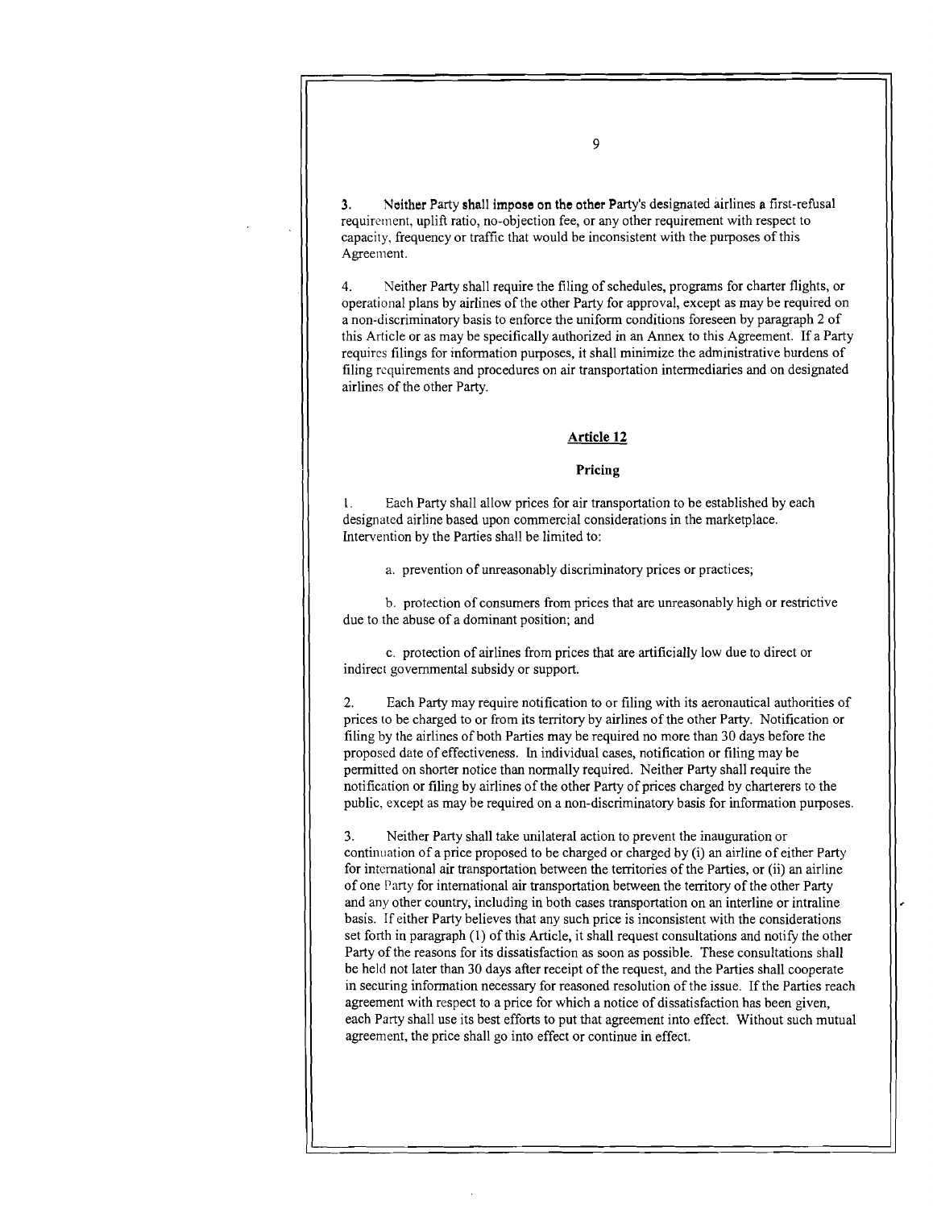3. Neither Party shall impose on the other Party's designated airlines a first-refusal requirement, uplift ratio, no-objection fee, or any other requirement with respect to capacity, frequency or traffic that would be inconsistent with the purposes of this Agreement.

4. Neither Party shall require the filing of schedules, programs for charter flights, or operational plans by airlines of the other Party for approval, except as may be required on a non-discriminatory basis to enforce the uniform conditions foreseen by paragraph 2 of this Article or as may be specifically authorized in an Annex to this Agreement. If a Party requires filings for information purposes, it shall minimize the administrative burdens of filing requirements and procedures on air transportation intermediaries and on designated airlines of the other Party.

## Article 12

### Pricing

1. Each Party shall allow prices for air transportation to be established by each designated airline based upon commercial considerations in the marketplace. Intervention by the Parties shall be limited to:

   a. prevention of unreasonably discriminatory prices or practices;

   b. protection of consumers from prices that are unreasonably high or restrictive due to the abuse of a dominant position; and

   c. protection of airlines from prices that are artificially low due to direct or indirect governmental subsidy or support.

2. Each Party may require notification to or filing with its aeronautical authorities of prices to be charged to or from its territory by airlines of the other Party. Notification or filing by the airlines of both Parties may be required no more than 30 days before the proposed date of effectiveness. In individual cases, notification or filing may be permitted on shorter notice than normally required. Neither Party shall require the notification or filing by airlines of the other Party of prices charged by charterers to the public, except as may be required on a non-discriminatory basis for information purposes.

3. Neither Party shall take unilateral action to prevent the inauguration or continuation of a price proposed to be charged or charged by (i) an airline of either Party for international air transportation between the territories of the Parties, or (ii) an airline of one Party for international air transportation between the territory of the other Party and any other country, including in both cases transportation on an interline or intraline basis. If either Party believes that any such price is inconsistent with the considerations set forth in paragraph (1) of this Article, it shall request consultations and notify the other Party of the reasons for its dissatisfaction as soon as possible. These consultations shall be held not later than 30 days after receipt of the request, and the Parties shall cooperate in securing information necessary for reasoned resolution of the issue. If the Parties reach agreement with respect to a price for which a notice of dissatisfaction has been given, each Party shall use its best efforts to put that agreement into effect. Without such mutual agreement, the price shall go into effect or continue in effect.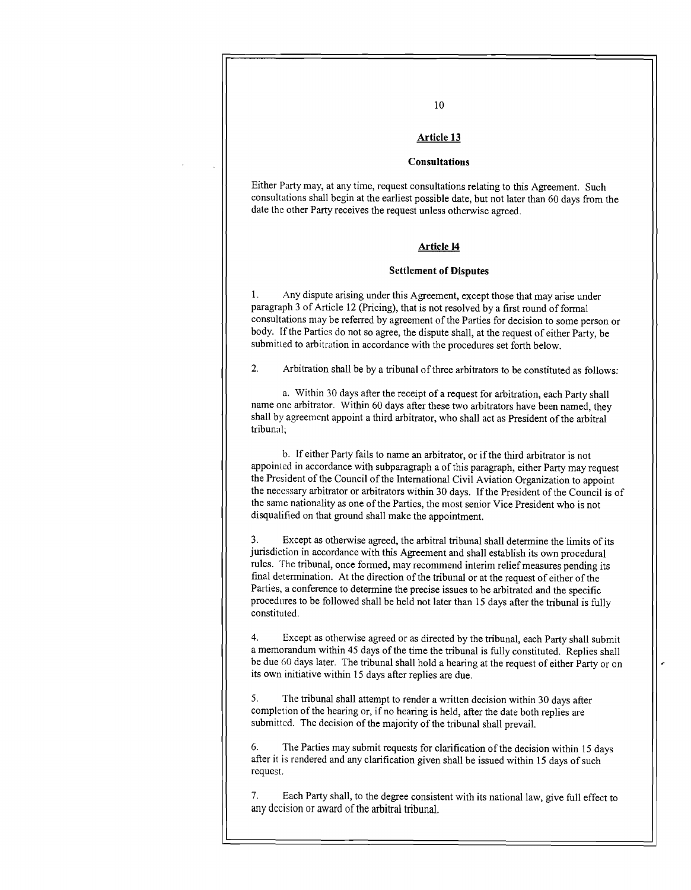## Article 13

### Consultations

Either Party may, at any time, request consultations relating to this Agreement. Such consultations shall begin at the earliest possible date, but not later than 60 days from the date the other Party receives the request unless otherwise agreed.

## Article 14

### Settlement of Disputes

1. Any dispute arising under this Agreement, except those that may arise under paragraph 3 of Article 12 (Pricing), that is not resolved by a first round of formal consultations may be referred by agreement of the Parties for decision to some person or body. If the Parties do not so agree, the dispute shall, at the request of either Party, be submitted to arbitration in accordance with the procedures set forth below.

2. Arbitration shall be by a tribunal of three arbitrators to be constituted as follows:

   a. Within 30 days after the receipt of a request for arbitration, each Party shall name one arbitrator. Within 60 days after these two arbitrators have been named, they shall by agreement appoint a third arbitrator, who shall act as President of the arbitral tribunal;

   b. If either Party fails to name an arbitrator, or if the third arbitrator is not appointed in accordance with subparagraph a of this paragraph, either Party may request the President of the Council of the International Civil Aviation Organization to appoint the necessary arbitrator or arbitrators within 30 days. If the President of the Council is of the same nationality as one of the Parties, the most senior Vice President who is not disqualified on that ground shall make the appointment.

3. Except as otherwise agreed, the arbitral tribunal shall determine the limits of its jurisdiction in accordance with this Agreement and shall establish its own procedural rules. The tribunal, once formed, may recommend interim relief measures pending its final determination. At the direction of the tribunal or at the request of either of the Parties, a conference to determine the precise issues to be arbitrated and the specific procedures to be followed shall be held not later than 15 days after the tribunal is fully constituted.

4. Except as otherwise agreed or as directed by the tribunal, each Party shall submit a memorandum within 45 days of the time the tribunal is fully constituted. Replies shall be due 60 days later. The tribunal shall hold a hearing at the request of either Party or on its own initiative within 15 days after replies are due.

5. The tribunal shall attempt to render a written decision within 30 days after completion of the hearing or, if no hearing is held, after the date both replies are submitted. The decision of the majority of the tribunal shall prevail.

6. The Parties may submit requests for clarification of the decision within 15 days after it is rendered and any clarification given shall be issued within 15 days of such request.

7. Each Party shall, to the degree consistent with its national law, give full effect to any decision or award of the arbitral tribunal.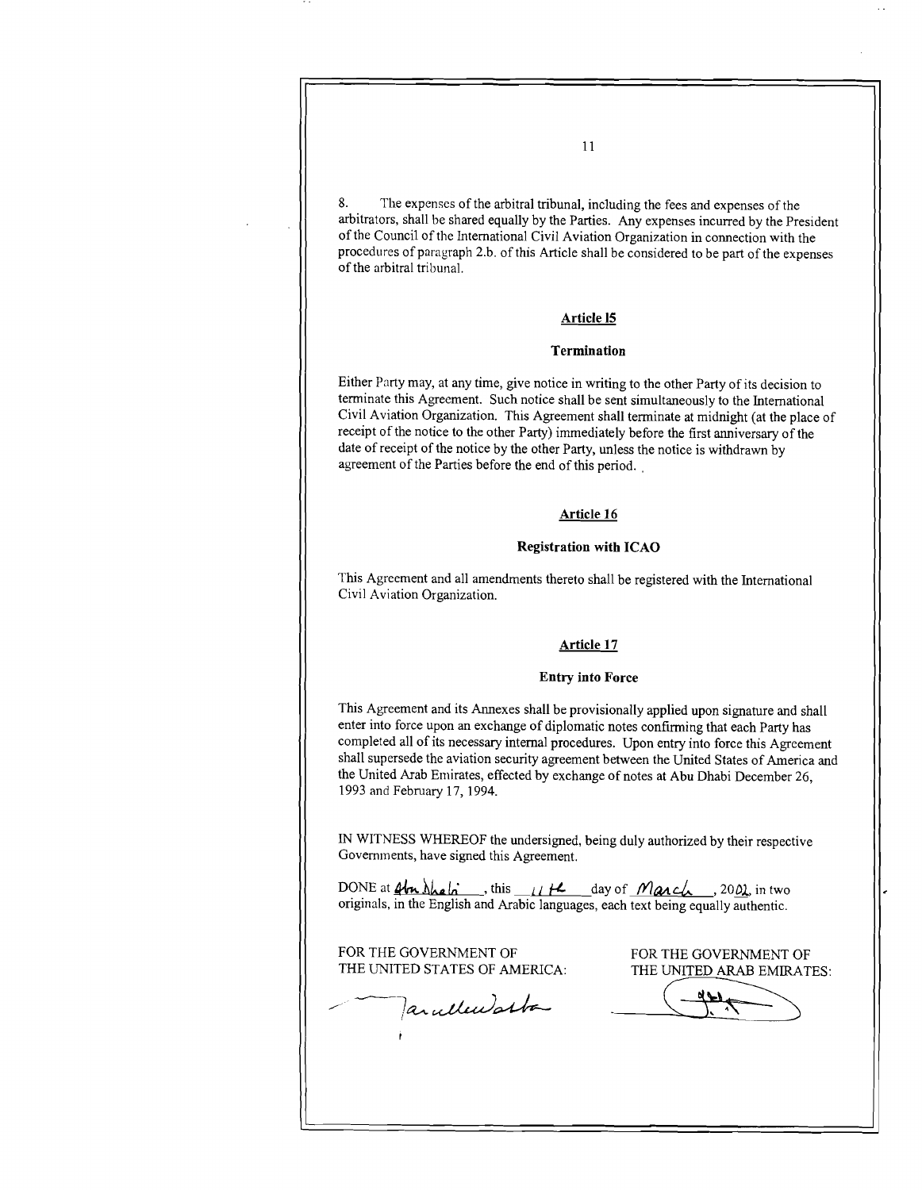8. The expenses of the arbitral tribunal, including the fees and expenses of the arbitrators, shall be shared equally by the Parties. Any expenses incurred by the President of the Council of the International Civil Aviation Organization in connection with the procedures of paragraph 2.b. of this Article shall be considered to be part of the expenses of the arbitral tribunal.

## Article 15

### Termination

Either Party may, at any time, give notice in writing to the other Party of its decision to terminate this Agreement. Such notice shall be sent simultaneously to the International Civil Aviation Organization. This Agreement shall terminate at midnight (at the place of receipt of the notice to the other Party) immediately before the first anniversary of the date of receipt of the notice by the other Party, unless the notice is withdrawn by agreement of the Parties before the end of this period.

## Article 16

### Registration with ICAO

This Agreement and all amendments thereto shall be registered with the International Civil Aviation Organization.

## Article 17

### Entry into Force

This Agreement and its Annexes shall be provisionally applied upon signature and shall enter into force upon an exchange of diplomatic notes confirming that each Party has completed all of its necessary internal procedures. Upon entry into force this Agreement shall supersede the aviation security agreement between the United States of America and the United Arab Emirates, effected by exchange of notes at Abu Dhabi December 26, 1993 and February 17, 1994.

IN WITNESS WHEREOF the undersigned, being duly authorized by their respective Governments, have signed this Agreement.

DONE at Abu Dhabi, this 11th day of March, 2002, in two originals, in the English and Arabic languages, each text being equally authentic.

FOR THE GOVERNMENT OF THE UNITED STATES OF AMERICA:

FOR THE GOVERNMENT OF THE UNITED ARAB EMIRATES: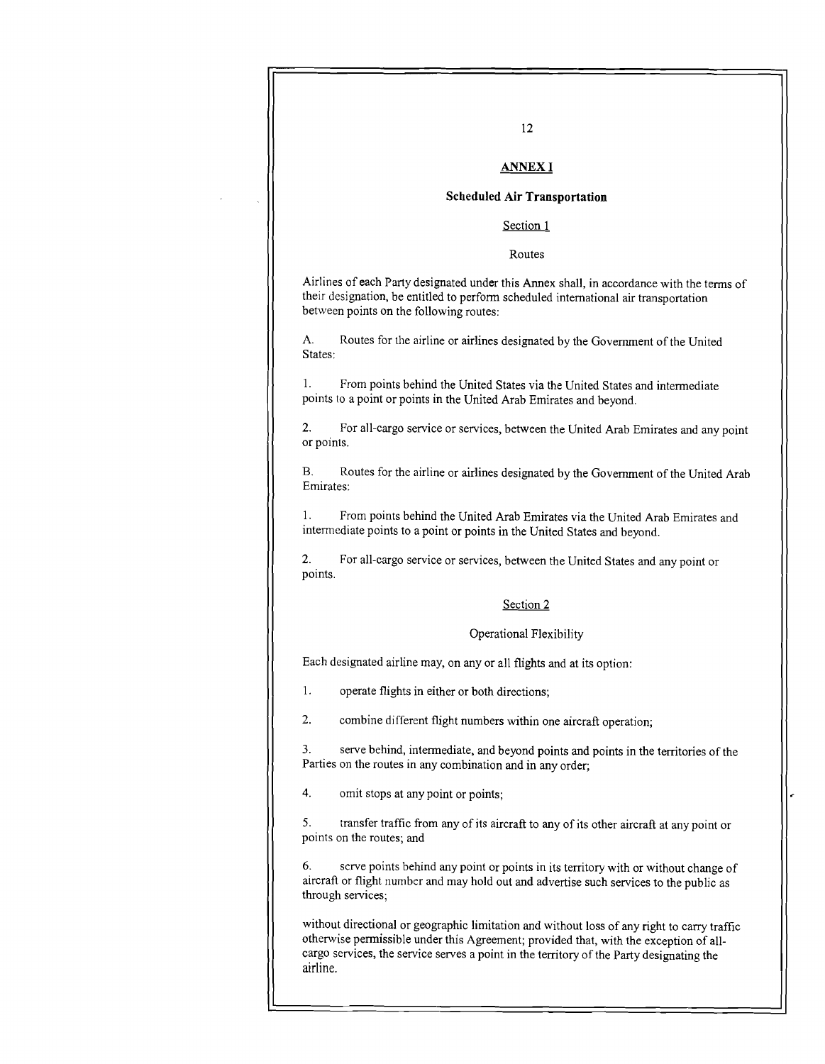## ANNEX I

### Scheduled Air Transportation

#### Section 1

Routes

Airlines of each Party designated under this Annex shall, in accordance with the terms of their designation, be entitled to perform scheduled international air transportation between points on the following routes:

A. Routes for the airline or airlines designated by the Government of the United States:

1. From points behind the United States via the United States and intermediate points to a point or points in the United Arab Emirates and beyond.

2. For all-cargo service or services, between the United Arab Emirates and any point or points.

B. Routes for the airline or airlines designated by the Government of the United Arab Emirates:

1. From points behind the United Arab Emirates via the United Arab Emirates and intermediate points to a point or points in the United States and beyond.

2. For all-cargo service or services, between the United States and any point or points.

#### Section 2

Operational Flexibility

Each designated airline may, on any or all flights and at its option:

1. operate flights in either or both directions;

2. combine different flight numbers within one aircraft operation;

3. serve behind, intermediate, and beyond points and points in the territories of the Parties on the routes in any combination and in any order;

4. omit stops at any point or points;

5. transfer traffic from any of its aircraft to any of its other aircraft at any point or points on the routes; and

6. serve points behind any point or points in its territory with or without change of aircraft or flight number and may hold out and advertise such services to the public as through services;

without directional or geographic limitation and without loss of any right to carry traffic otherwise permissible under this Agreement; provided that, with the exception of all-cargo services, the service serves a point in the territory of the Party designating the airline.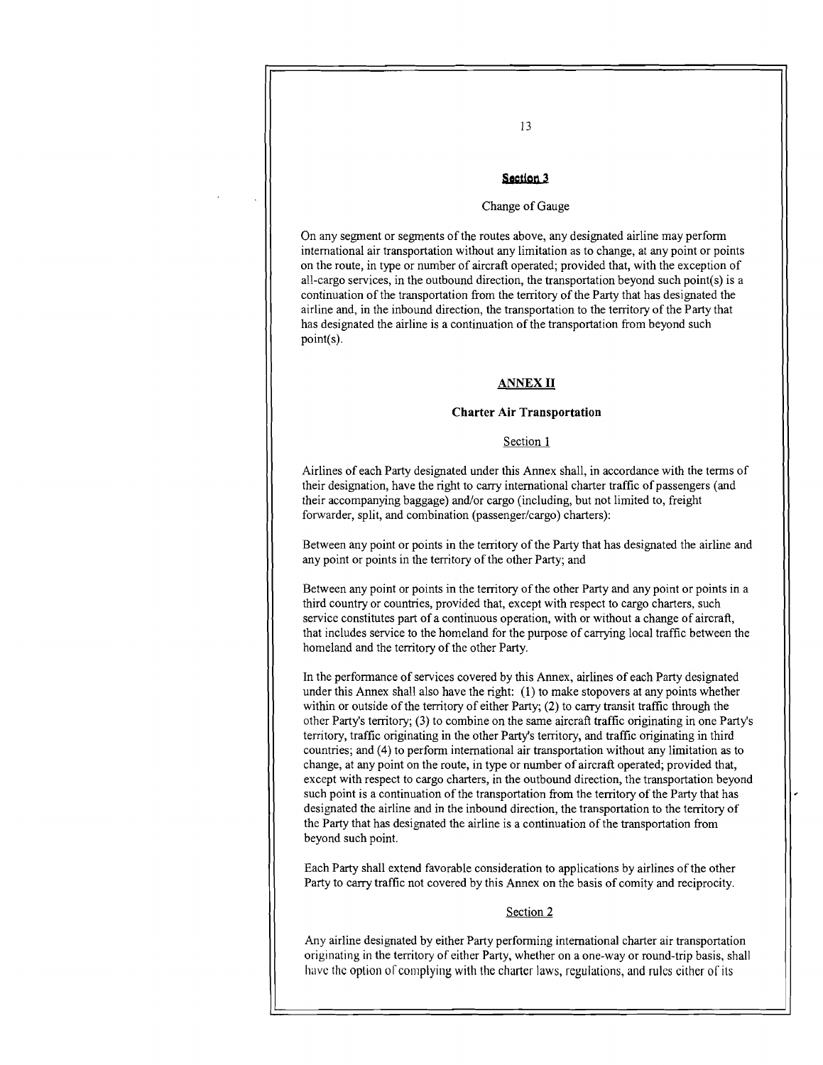## Section 3

Change of Gauge

On any segment or segments of the routes above, any designated airline may perform international air transportation without any limitation as to change, at any point or points on the route, in type or number of aircraft operated; provided that, with the exception of all-cargo services, in the outbound direction, the transportation beyond such point(s) is a continuation of the transportation from the territory of the Party that has designated the airline and, in the inbound direction, the transportation to the territory of the Party that has designated the airline is a continuation of the transportation from beyond such point(s).

# ANNEX II

## Charter Air Transportation

### Section 1

Airlines of each Party designated under this Annex shall, in accordance with the terms of their designation, have the right to carry international charter traffic of passengers (and their accompanying baggage) and/or cargo (including, but not limited to, freight forwarder, split, and combination (passenger/cargo) charters):

Between any point or points in the territory of the Party that has designated the airline and any point or points in the territory of the other Party; and

Between any point or points in the territory of the other Party and any point or points in a third country or countries, provided that, except with respect to cargo charters, such service constitutes part of a continuous operation, with or without a change of aircraft, that includes service to the homeland for the purpose of carrying local traffic between the homeland and the territory of the other Party.

In the performance of services covered by this Annex, airlines of each Party designated under this Annex shall also have the right: (1) to make stopovers at any points whether within or outside of the territory of either Party; (2) to carry transit traffic through the other Party's territory; (3) to combine on the same aircraft traffic originating in one Party's territory, traffic originating in the other Party's territory, and traffic originating in third countries; and (4) to perform international air transportation without any limitation as to change, at any point on the route, in type or number of aircraft operated; provided that, except with respect to cargo charters, in the outbound direction, the transportation beyond such point is a continuation of the transportation from the territory of the Party that has designated the airline and in the inbound direction, the transportation to the territory of the Party that has designated the airline is a continuation of the transportation from beyond such point.

Each Party shall extend favorable consideration to applications by airlines of the other Party to carry traffic not covered by this Annex on the basis of comity and reciprocity.

### Section 2

Any airline designated by either Party performing international charter air transportation originating in the territory of either Party, whether on a one-way or round-trip basis, shall have the option of complying with the charter laws, regulations, and rules either of its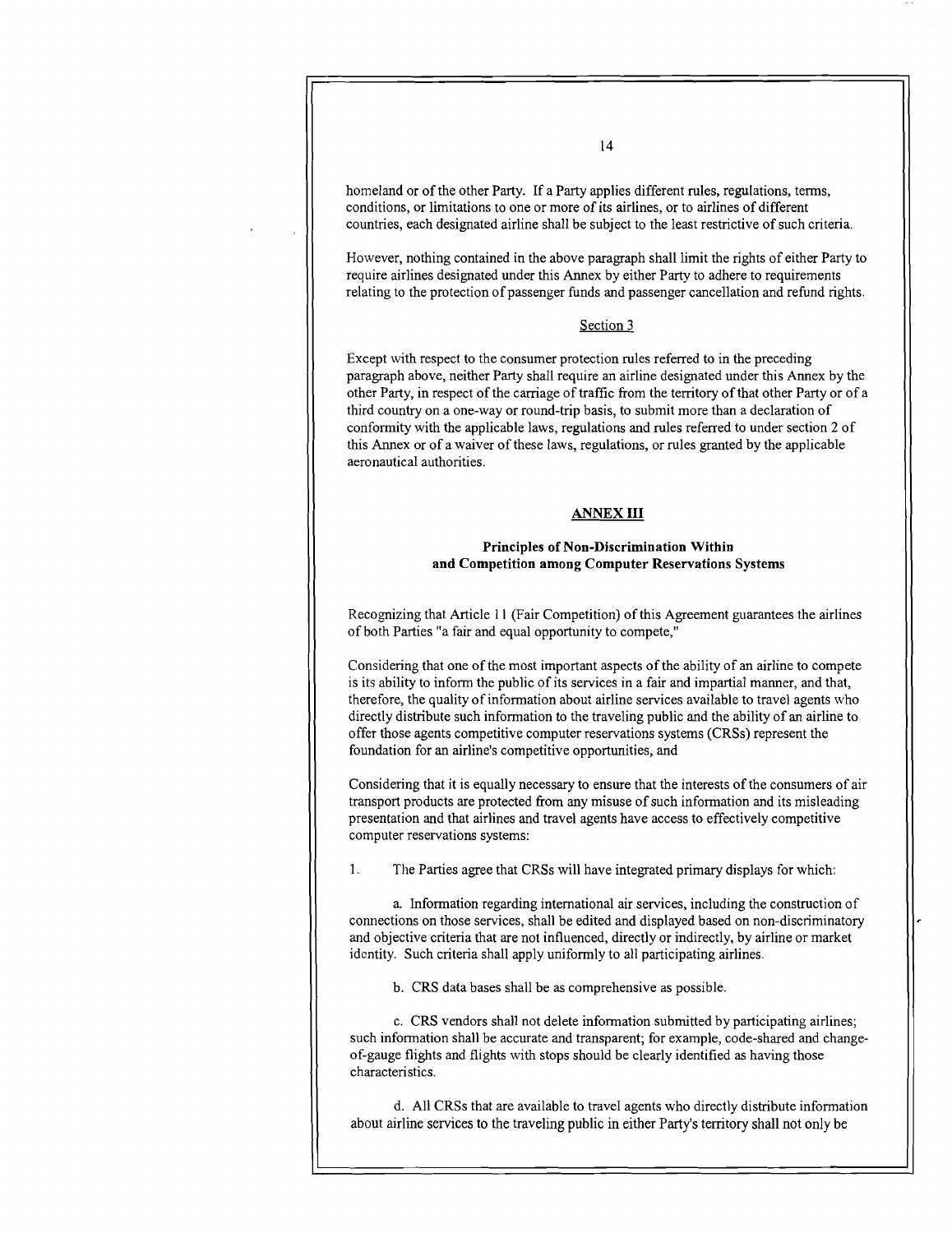homeland or of the other Party. If a Party applies different rules, regulations, terms, conditions, or limitations to one or more of its airlines, or to airlines of different countries, each designated airline shall be subject to the least restrictive of such criteria.

However, nothing contained in the above paragraph shall limit the rights of either Party to require airlines designated under this Annex by either Party to adhere to requirements relating to the protection of passenger funds and passenger cancellation and refund rights.

Section 3

Except with respect to the consumer protection rules referred to in the preceding paragraph above, neither Party shall require an airline designated under this Annex by the other Party, in respect of the carriage of traffic from the territory of that other Party or of a third country on a one-way or round-trip basis, to submit more than a declaration of conformity with the applicable laws, regulations and rules referred to under section 2 of this Annex or of a waiver of these laws, regulations, or rules granted by the applicable aeronautical authorities.

## ANNEX III

### Principles of Non-Discrimination Within and Competition among Computer Reservations Systems

Recognizing that Article 11 (Fair Competition) of this Agreement guarantees the airlines of both Parties "a fair and equal opportunity to compete,"

Considering that one of the most important aspects of the ability of an airline to compete is its ability to inform the public of its services in a fair and impartial manner, and that, therefore, the quality of information about airline services available to travel agents who directly distribute such information to the traveling public and the ability of an airline to offer those agents competitive computer reservations systems (CRSs) represent the foundation for an airline's competitive opportunities, and

Considering that it is equally necessary to ensure that the interests of the consumers of air transport products are protected from any misuse of such information and its misleading presentation and that airlines and travel agents have access to effectively competitive computer reservations systems:

1. The Parties agree that CRSs will have integrated primary displays for which:

   a. Information regarding international air services, including the construction of connections on those services, shall be edited and displayed based on non-discriminatory and objective criteria that are not influenced, directly or indirectly, by airline or market identity. Such criteria shall apply uniformly to all participating airlines.

   b. CRS data bases shall be as comprehensive as possible.

   c. CRS vendors shall not delete information submitted by participating airlines; such information shall be accurate and transparent; for example, code-shared and change-of-gauge flights and flights with stops should be clearly identified as having those characteristics.

   d. All CRSs that are available to travel agents who directly distribute information about airline services to the traveling public in either Party's territory shall not only be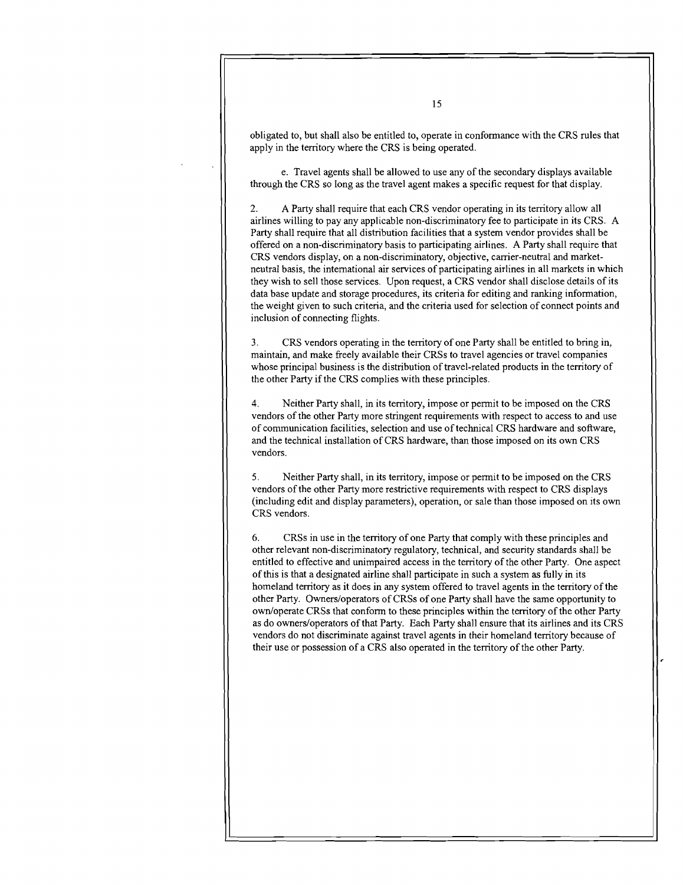obligated to, but shall also be entitled to, operate in conformance with the CRS rules that apply in the territory where the CRS is being operated.

e. Travel agents shall be allowed to use any of the secondary displays available through the CRS so long as the travel agent makes a specific request for that display.

2. A Party shall require that each CRS vendor operating in its territory allow all airlines willing to pay any applicable non-discriminatory fee to participate in its CRS. A Party shall require that all distribution facilities that a system vendor provides shall be offered on a non-discriminatory basis to participating airlines. A Party shall require that CRS vendors display, on a non-discriminatory, objective, carrier-neutral and market-neutral basis, the international air services of participating airlines in all markets in which they wish to sell those services. Upon request, a CRS vendor shall disclose details of its data base update and storage procedures, its criteria for editing and ranking information, the weight given to such criteria, and the criteria used for selection of connect points and inclusion of connecting flights.

3. CRS vendors operating in the territory of one Party shall be entitled to bring in, maintain, and make freely available their CRSs to travel agencies or travel companies whose principal business is the distribution of travel-related products in the territory of the other Party if the CRS complies with these principles.

4. Neither Party shall, in its territory, impose or permit to be imposed on the CRS vendors of the other Party more stringent requirements with respect to access to and use of communication facilities, selection and use of technical CRS hardware and software, and the technical installation of CRS hardware, than those imposed on its own CRS vendors.

5. Neither Party shall, in its territory, impose or permit to be imposed on the CRS vendors of the other Party more restrictive requirements with respect to CRS displays (including edit and display parameters), operation, or sale than those imposed on its own CRS vendors.

6. CRSs in use in the territory of one Party that comply with these principles and other relevant non-discriminatory regulatory, technical, and security standards shall be entitled to effective and unimpaired access in the territory of the other Party. One aspect of this is that a designated airline shall participate in such a system as fully in its homeland territory as it does in any system offered to travel agents in the territory of the other Party. Owners/operators of CRSs of one Party shall have the same opportunity to own/operate CRSs that conform to these principles within the territory of the other Party as do owners/operators of that Party. Each Party shall ensure that its airlines and its CRS vendors do not discriminate against travel agents in their homeland territory because of their use or possession of a CRS also operated in the territory of the other Party.